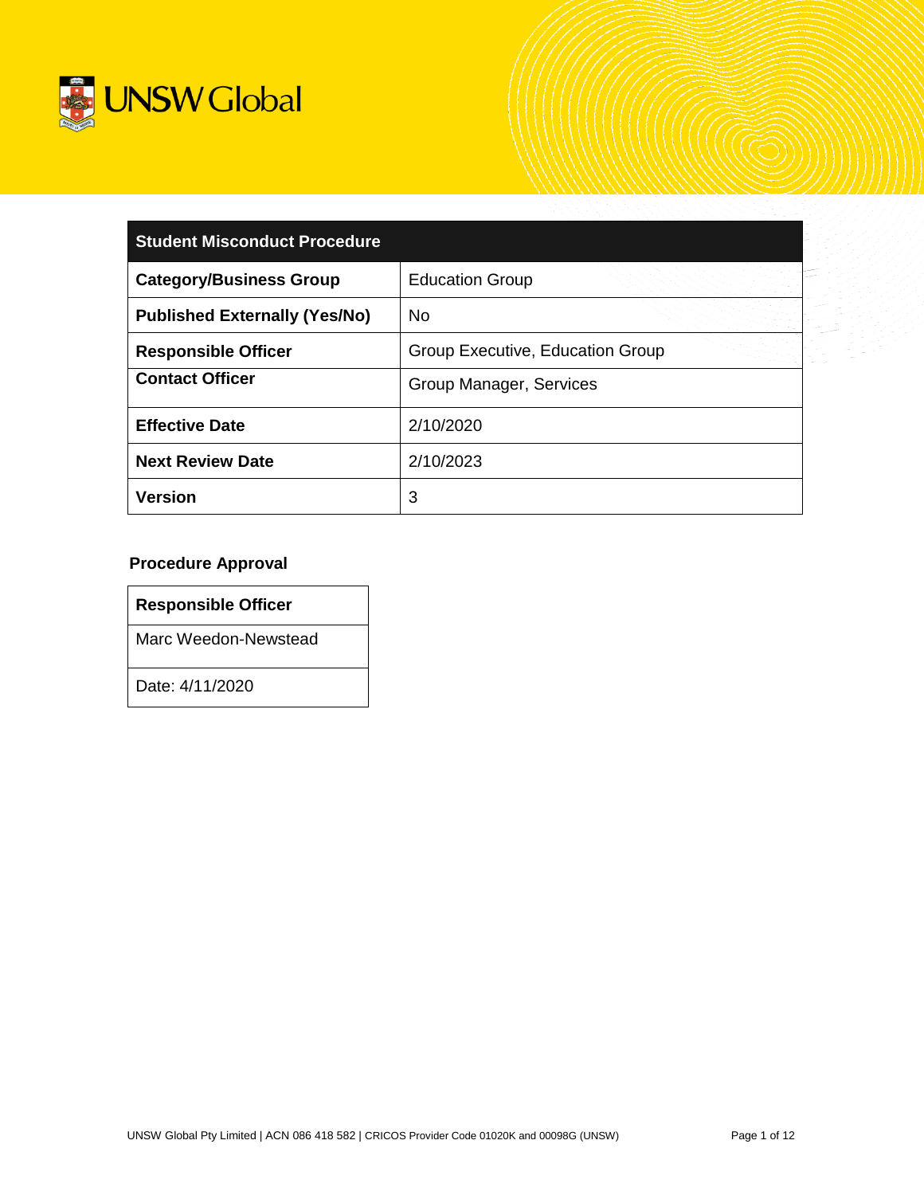UNSW Global

| Student Misconduct Procedure | |
|---|---|
| **Category/Business Group** | Education Group |
| **Published Externally (Yes/No)** | No |
| **Responsible Officer** | Group Executive, Education Group |
| **Contact Officer** | Group Manager, Services |
| **Effective Date** | 2/10/2020 |
| **Next Review Date** | 2/10/2023 |
| **Version** | 3 |

**Procedure Approval**

| Responsible Officer |
|---|
| Marc Weedon-Newstead |
| Date: 4/11/2020 |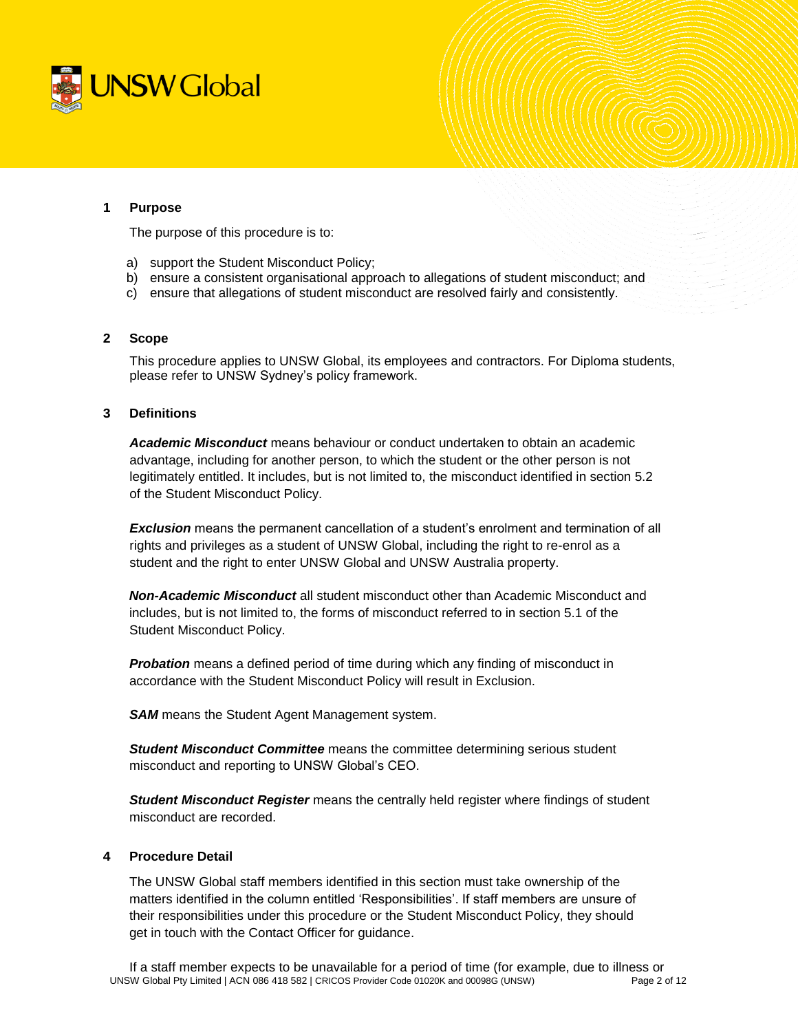## 1 Purpose

The purpose of this procedure is to:

a) support the Student Misconduct Policy;
b) ensure a consistent organisational approach to allegations of student misconduct; and
c) ensure that allegations of student misconduct are resolved fairly and consistently.

## 2 Scope

This procedure applies to UNSW Global, its employees and contractors. For Diploma students, please refer to UNSW Sydney's policy framework.

## 3 Definitions

***Academic Misconduct*** means behaviour or conduct undertaken to obtain an academic advantage, including for another person, to which the student or the other person is not legitimately entitled. It includes, but is not limited to, the misconduct identified in section 5.2 of the Student Misconduct Policy.

***Exclusion*** means the permanent cancellation of a student's enrolment and termination of all rights and privileges as a student of UNSW Global, including the right to re-enrol as a student and the right to enter UNSW Global and UNSW Australia property.

***Non-Academic Misconduct*** all student misconduct other than Academic Misconduct and includes, but is not limited to, the forms of misconduct referred to in section 5.1 of the Student Misconduct Policy.

***Probation*** means a defined period of time during which any finding of misconduct in accordance with the Student Misconduct Policy will result in Exclusion.

***SAM*** means the Student Agent Management system.

***Student Misconduct Committee*** means the committee determining serious student misconduct and reporting to UNSW Global's CEO.

***Student Misconduct Register*** means the centrally held register where findings of student misconduct are recorded.

## 4 Procedure Detail

The UNSW Global staff members identified in this section must take ownership of the matters identified in the column entitled 'Responsibilities'. If staff members are unsure of their responsibilities under this procedure or the Student Misconduct Policy, they should get in touch with the Contact Officer for guidance.

If a staff member expects to be unavailable for a period of time (for example, due to illness or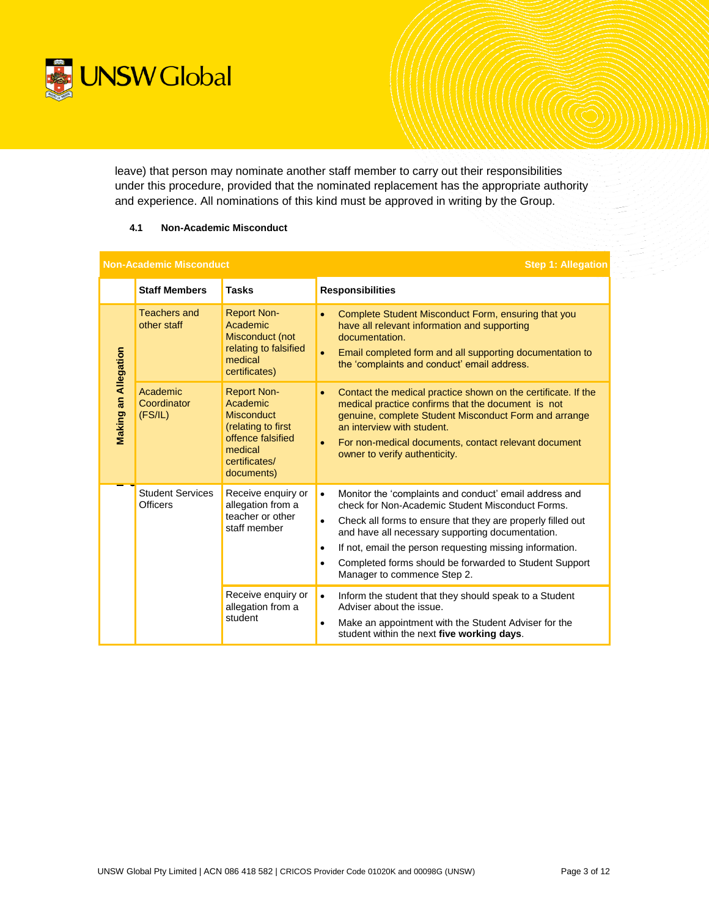leave) that person may nominate another staff member to carry out their responsibilities under this procedure, provided that the nominated replacement has the appropriate authority and experience. All nominations of this kind must be approved in writing by the Group.

#### 4.1 Non-Academic Misconduct

| Non-Academic Misconduct | | | Step 1: Allegation |
|---|---|---|---|
| | **Staff Members** | **Tasks** | **Responsibilities** |
| **Making an Allegation** | Teachers and other staff | Report Non-Academic Misconduct (not relating to falsified medical certificates) | • Complete Student Misconduct Form, ensuring that you have all relevant information and supporting documentation.<br>• Email completed form and all supporting documentation to the 'complaints and conduct' email address. |
| | Academic Coordinator (FS/IL) | Report Non-Academic Misconduct (relating to first offence falsified medical certificates/ documents) | • Contact the medical practice shown on the certificate. If the medical practice confirms that the document is not genuine, complete Student Misconduct Form and arrange an interview with student.<br>• For non-medical documents, contact relevant document owner to verify authenticity. |
| | Student Services Officers | Receive enquiry or allegation from a teacher or other staff member | • Monitor the 'complaints and conduct' email address and check for Non-Academic Student Misconduct Forms.<br>• Check all forms to ensure that they are properly filled out and have all necessary supporting documentation.<br>• If not, email the person requesting missing information.<br>• Completed forms should be forwarded to Student Support Manager to commence Step 2. |
| | | Receive enquiry or allegation from a student | • Inform the student that they should speak to a Student Adviser about the issue.<br>• Make an appointment with the Student Adviser for the student within the next **five working days**. |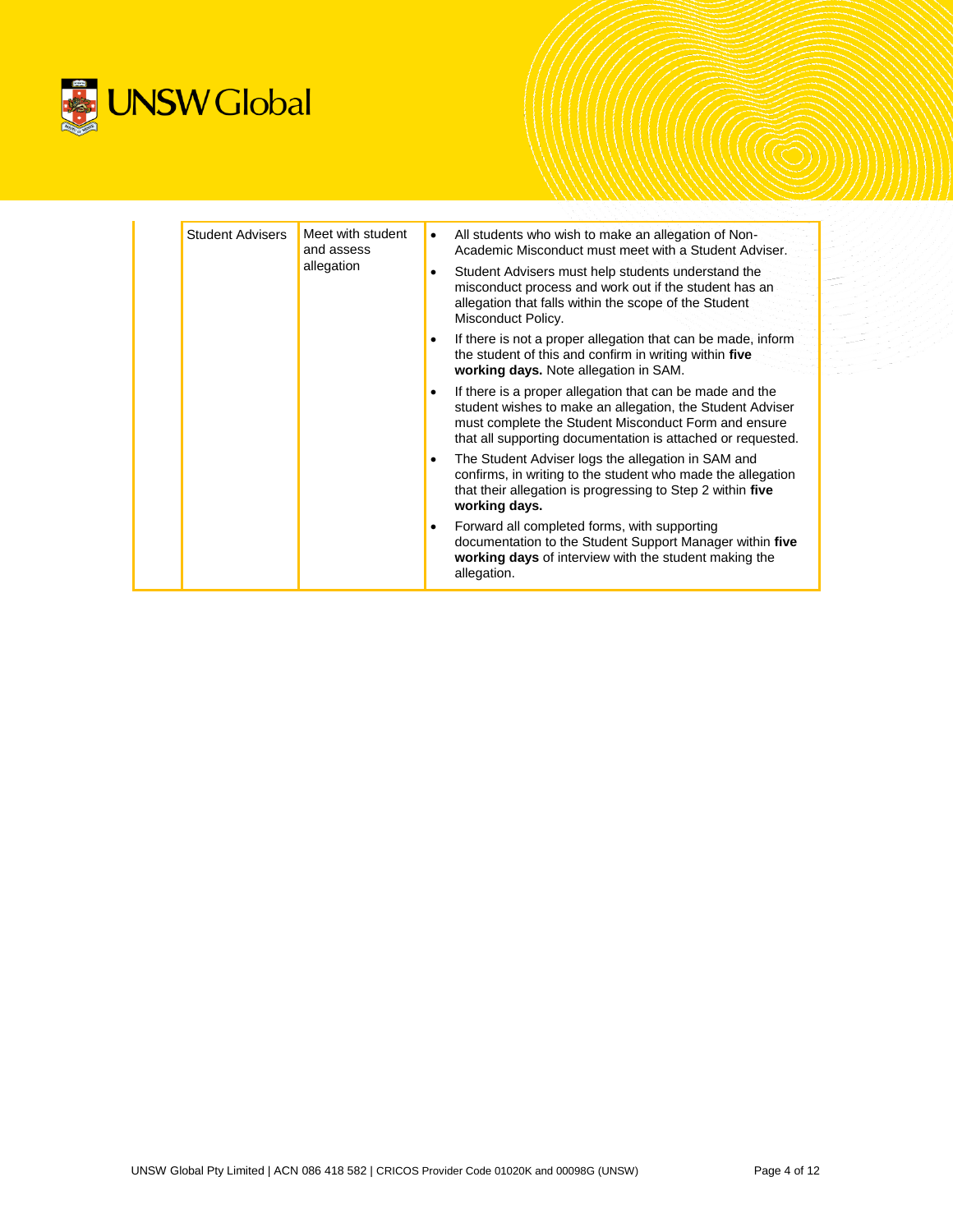| | | |
|---|---|---|
| | Student Advisers | Meet with student and assess allegation | • All students who wish to make an allegation of Non-Academic Misconduct must meet with a Student Adviser.<br>• Student Advisers must help students understand the misconduct process and work out if the student has an allegation that falls within the scope of the Student Misconduct Policy.<br>• If there is not a proper allegation that can be made, inform the student of this and confirm in writing within **five working days.** Note allegation in SAM.<br>• If there is a proper allegation that can be made and the student wishes to make an allegation, the Student Adviser must complete the Student Misconduct Form and ensure that all supporting documentation is attached or requested.<br>• The Student Adviser logs the allegation in SAM and confirms, in writing to the student who made the allegation that their allegation is progressing to Step 2 within **five working days.**<br>• Forward all completed forms, with supporting documentation to the Student Support Manager within **five working days** of interview with the student making the allegation. |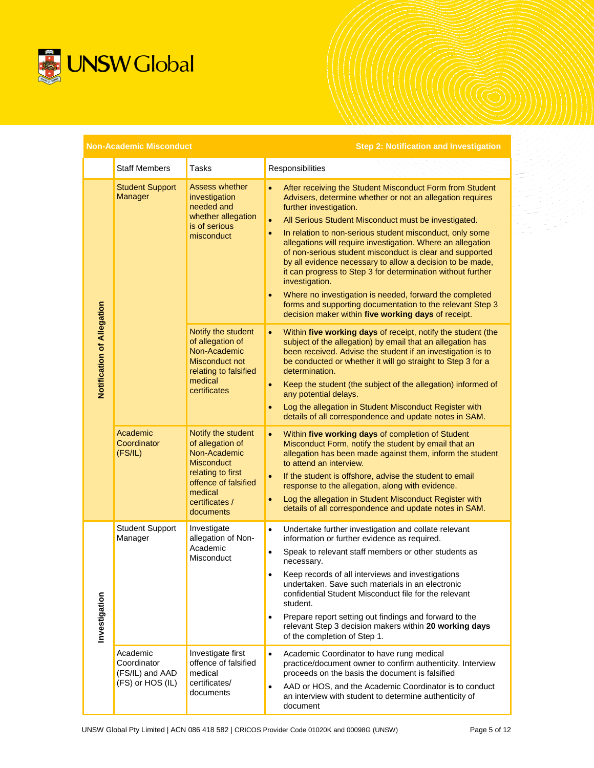| Non-Academic Misconduct | | | Step 2: Notification and Investigation |
|---|---|---|---|
| | Staff Members | Tasks | Responsibilities |
| **Notification of Allegation** | Student Support Manager | Assess whether investigation needed and whether allegation is of serious misconduct | • After receiving the Student Misconduct Form from Student Advisers, determine whether or not an allegation requires further investigation.<br>• All Serious Student Misconduct must be investigated.<br>• In relation to non-serious student misconduct, only some allegations will require investigation. Where an allegation of non-serious student misconduct is clear and supported by all evidence necessary to allow a decision to be made, it can progress to Step 3 for determination without further investigation.<br>• Where no investigation is needed, forward the completed forms and supporting documentation to the relevant Step 3 decision maker within **five working days** of receipt. |
| | | Notify the student of allegation of Non-Academic Misconduct not relating to falsified medical certificates | • Within **five working days** of receipt, notify the student (the subject of the allegation) by email that an allegation has been received. Advise the student if an investigation is to be conducted or whether it will go straight to Step 3 for a determination.<br>• Keep the student (the subject of the allegation) informed of any potential delays.<br>• Log the allegation in Student Misconduct Register with details of all correspondence and update notes in SAM. |
| | Academic Coordinator (FS/IL) | Notify the student of allegation of Non-Academic Misconduct relating to first offence of falsified medical certificates / documents | • Within **five working days** of completion of Student Misconduct Form, notify the student by email that an allegation has been made against them, inform the student to attend an interview.<br>• If the student is offshore, advise the student to email response to the allegation, along with evidence.<br>• Log the allegation in Student Misconduct Register with details of all correspondence and update notes in SAM. |
| **Investigation** | Student Support Manager | Investigate allegation of Non-Academic Misconduct | • Undertake further investigation and collate relevant information or further evidence as required.<br>• Speak to relevant staff members or other students as necessary.<br>• Keep records of all interviews and investigations undertaken. Save such materials in an electronic confidential Student Misconduct file for the relevant student.<br>• Prepare report setting out findings and forward to the relevant Step 3 decision makers within **20 working days** of the completion of Step 1. |
| | Academic Coordinator (FS/IL) and AAD (FS) or HOS (IL) | Investigate first offence of falsified medical certificates/ documents | • Academic Coordinator to have rung medical practice/document owner to confirm authenticity. Interview proceeds on the basis the document is falsified<br>• AAD or HOS, and the Academic Coordinator is to conduct an interview with student to determine authenticity of document |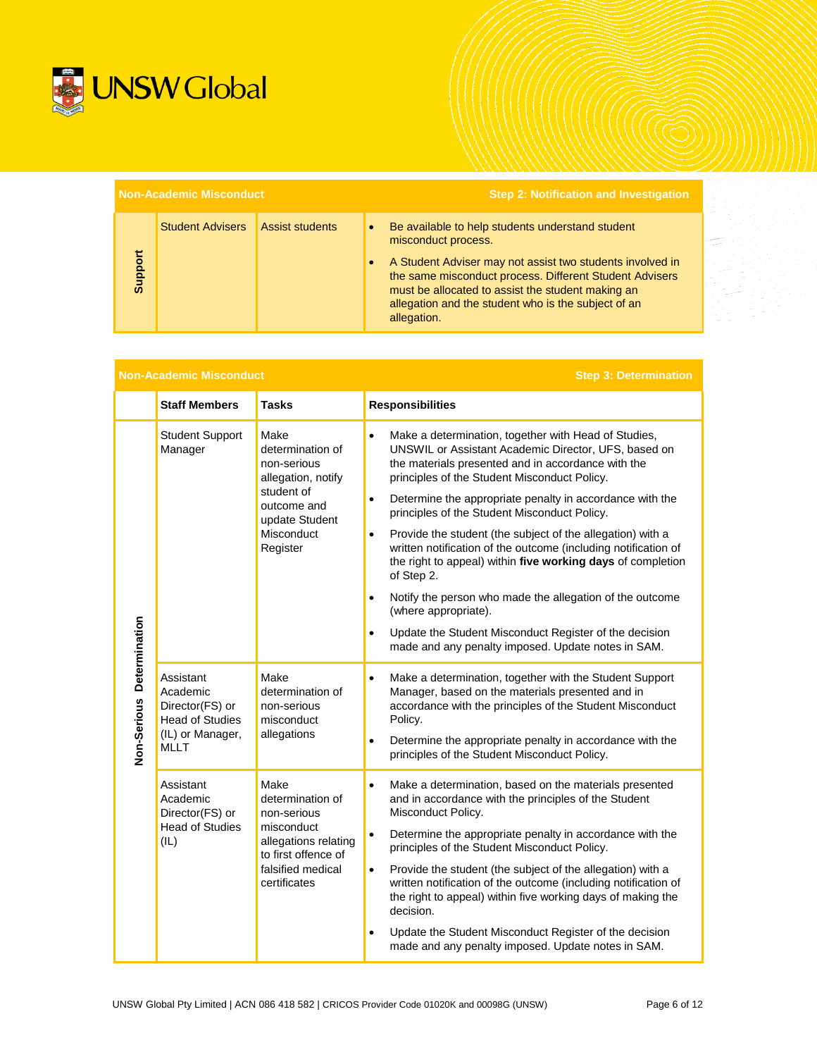| Non-Academic Misconduct | | | Step 2: Notification and Investigation |
|---|---|---|---|
| Support | Student Advisers | Assist students | • Be available to help students understand student misconduct process.<br>• A Student Adviser may not assist two students involved in the same misconduct process. Different Student Advisers must be allocated to assist the student making an allegation and the student who is the subject of an allegation. |

| Non-Academic Misconduct | | | Step 3: Determination |
|---|---|---|---|
| | **Staff Members** | **Tasks** | **Responsibilities** |
| Non-Serious Determination | Student Support Manager | Make determination of non-serious allegation, notify student of outcome and update Student Misconduct Register | • Make a determination, together with Head of Studies, UNSWIL or Assistant Academic Director, UFS, based on the materials presented and in accordance with the principles of the Student Misconduct Policy.<br>• Determine the appropriate penalty in accordance with the principles of the Student Misconduct Policy.<br>• Provide the student (the subject of the allegation) with a written notification of the outcome (including notification of the right to appeal) within **five working days** of completion of Step 2.<br>• Notify the person who made the allegation of the outcome (where appropriate).<br>• Update the Student Misconduct Register of the decision made and any penalty imposed. Update notes in SAM. |
| | Assistant Academic Director(FS) or Head of Studies (IL) or Manager, MLLT | Make determination of non-serious misconduct allegations | • Make a determination, together with the Student Support Manager, based on the materials presented and in accordance with the principles of the Student Misconduct Policy.<br>• Determine the appropriate penalty in accordance with the principles of the Student Misconduct Policy. |
| | Assistant Academic Director(FS) or Head of Studies (IL) | Make determination of non-serious misconduct allegations relating to first offence of falsified medical certificates | • Make a determination, based on the materials presented and in accordance with the principles of the Student Misconduct Policy.<br>• Determine the appropriate penalty in accordance with the principles of the Student Misconduct Policy.<br>• Provide the student (the subject of the allegation) with a written notification of the outcome (including notification of the right to appeal) within five working days of making the decision.<br>• Update the Student Misconduct Register of the decision made and any penalty imposed. Update notes in SAM. |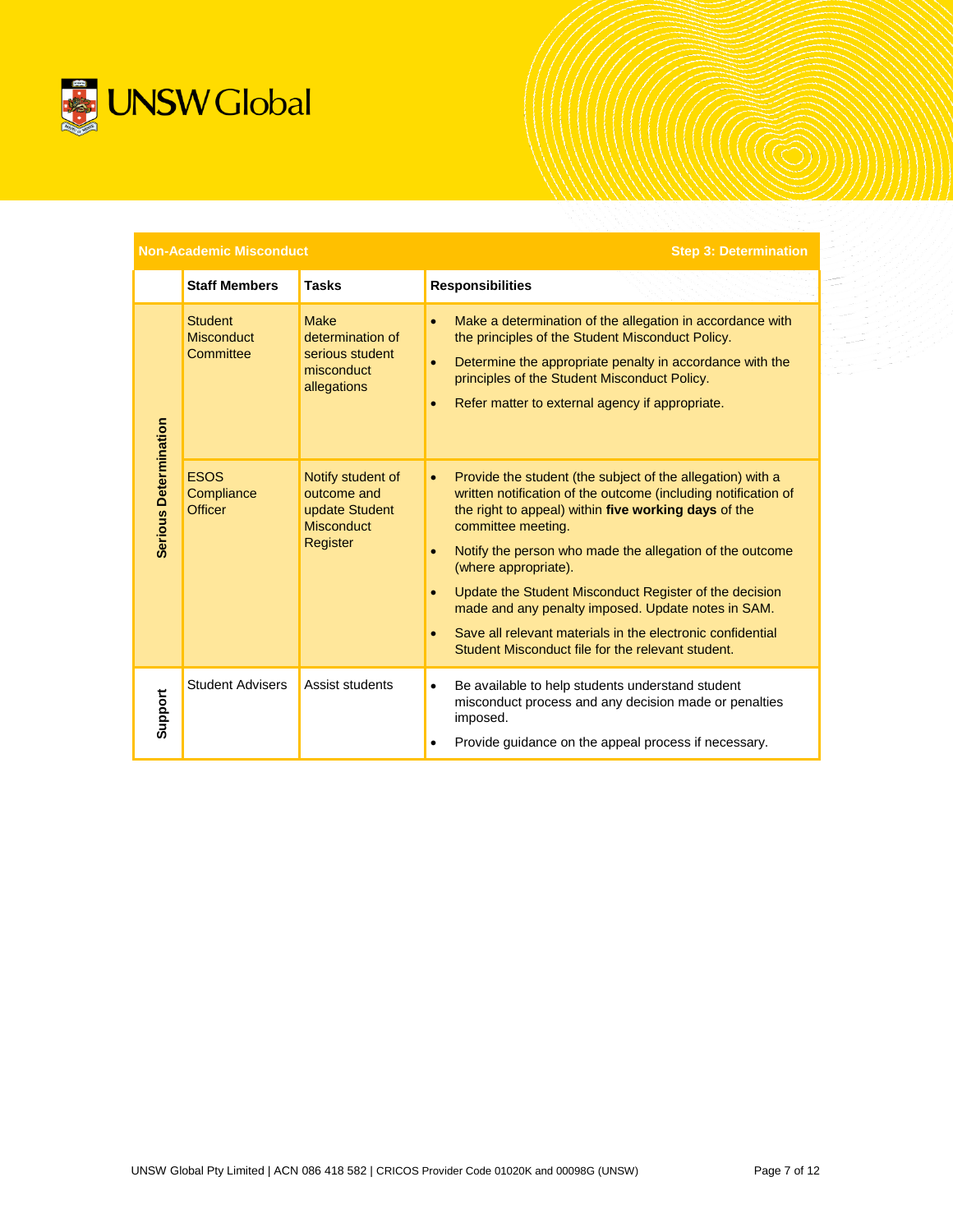| Non-Academic Misconduct | | | Step 3: Determination |
|---|---|---|---|
| | **Staff Members** | **Tasks** | **Responsibilities** |
| **Serious Determination** | Student Misconduct Committee | Make determination of serious student misconduct allegations | • Make a determination of the allegation in accordance with the principles of the Student Misconduct Policy.<br>• Determine the appropriate penalty in accordance with the principles of the Student Misconduct Policy.<br>• Refer matter to external agency if appropriate. |
| | ESOS Compliance Officer | Notify student of outcome and update Student Misconduct Register | • Provide the student (the subject of the allegation) with a written notification of the outcome (including notification of the right to appeal) within **five working days** of the committee meeting.<br>• Notify the person who made the allegation of the outcome (where appropriate).<br>• Update the Student Misconduct Register of the decision made and any penalty imposed. Update notes in SAM.<br>• Save all relevant materials in the electronic confidential Student Misconduct file for the relevant student. |
| **Support** | Student Advisers | Assist students | • Be available to help students understand student misconduct process and any decision made or penalties imposed.<br>• Provide guidance on the appeal process if necessary. |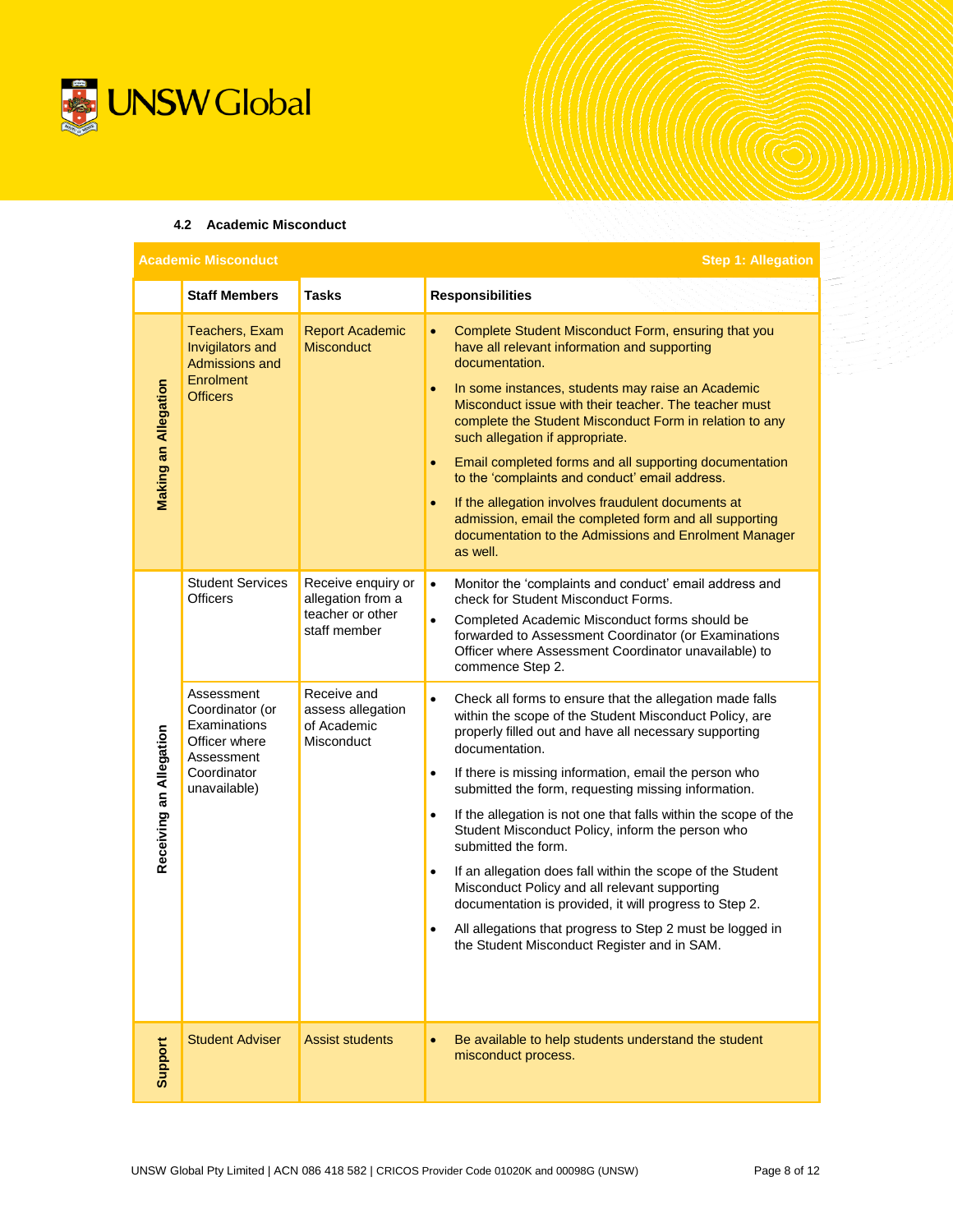### 4.2 Academic Misconduct

| Academic Misconduct | | | Step 1: Allegation |
|---|---|---|---|
| | **Staff Members** | **Tasks** | **Responsibilities** |
| **Making an Allegation** | Teachers, Exam Invigilators and Admissions and Enrolment Officers | Report Academic Misconduct | • Complete Student Misconduct Form, ensuring that you have all relevant information and supporting documentation.<br>• In some instances, students may raise an Academic Misconduct issue with their teacher. The teacher must complete the Student Misconduct Form in relation to any such allegation if appropriate.<br>• Email completed forms and all supporting documentation to the 'complaints and conduct' email address.<br>• If the allegation involves fraudulent documents at admission, email the completed form and all supporting documentation to the Admissions and Enrolment Manager as well. |
| **Receiving an Allegation** | Student Services Officers | Receive enquiry or allegation from a teacher or other staff member | • Monitor the 'complaints and conduct' email address and check for Student Misconduct Forms.<br>• Completed Academic Misconduct forms should be forwarded to Assessment Coordinator (or Examinations Officer where Assessment Coordinator unavailable) to commence Step 2. |
| | Assessment Coordinator (or Examinations Officer where Assessment Coordinator unavailable) | Receive and assess allegation of Academic Misconduct | • Check all forms to ensure that the allegation made falls within the scope of the Student Misconduct Policy, are properly filled out and have all necessary supporting documentation.<br>• If there is missing information, email the person who submitted the form, requesting missing information.<br>• If the allegation is not one that falls within the scope of the Student Misconduct Policy, inform the person who submitted the form.<br>• If an allegation does fall within the scope of the Student Misconduct Policy and all relevant supporting documentation is provided, it will progress to Step 2.<br>• All allegations that progress to Step 2 must be logged in the Student Misconduct Register and in SAM. |
| **Support** | Student Adviser | Assist students | • Be available to help students understand the student misconduct process. |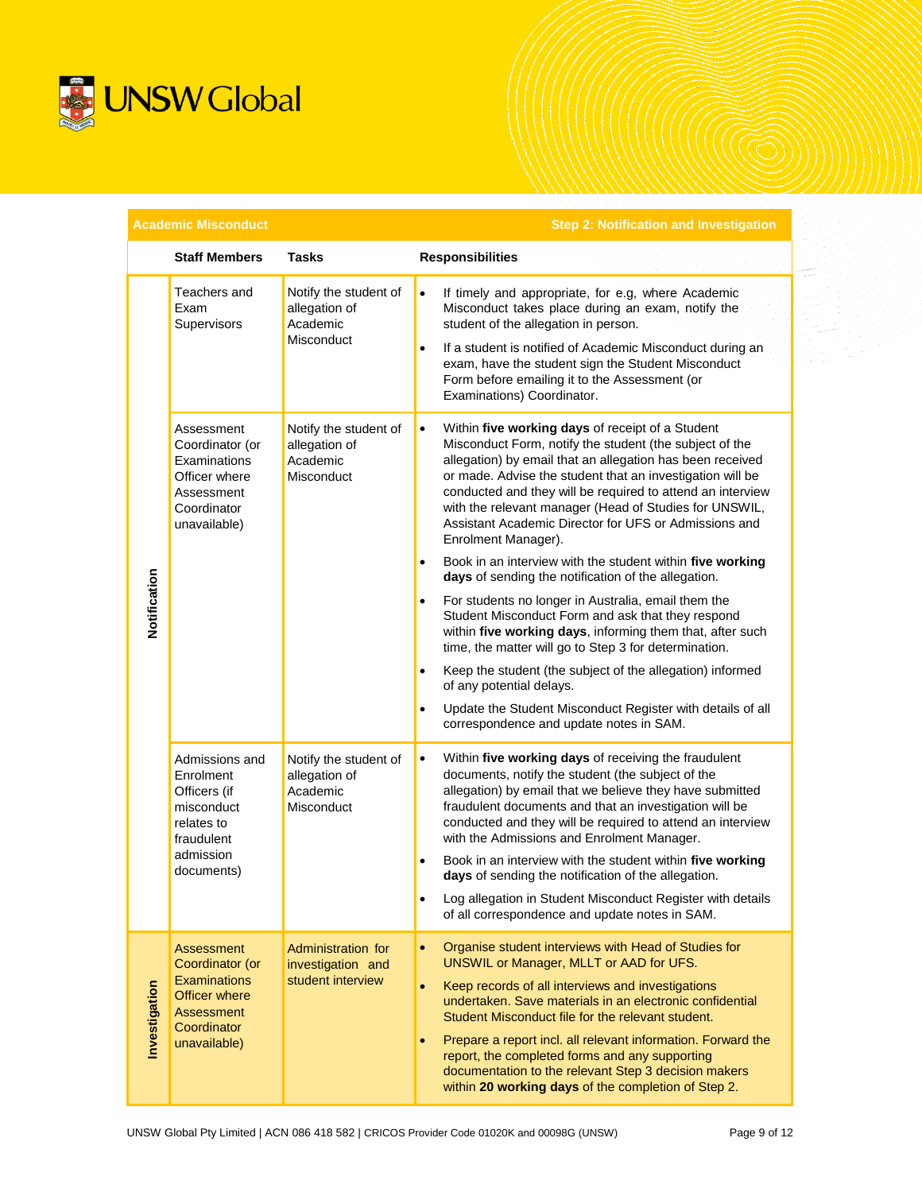| Academic Misconduct | | | Step 2: Notification and Investigation |
|---|---|---|---|
| | **Staff Members** | **Tasks** | **Responsibilities** |
| **Notification** | Teachers and Exam Supervisors | Notify the student of allegation of Academic Misconduct | • If timely and appropriate, for e.g, where Academic Misconduct takes place during an exam, notify the student of the allegation in person.<br>• If a student is notified of Academic Misconduct during an exam, have the student sign the Student Misconduct Form before emailing it to the Assessment (or Examinations) Coordinator. |
| | Assessment Coordinator (or Examinations Officer where Assessment Coordinator unavailable) | Notify the student of allegation of Academic Misconduct | • Within **five working days** of receipt of a Student Misconduct Form, notify the student (the subject of the allegation) by email that an allegation has been received or made. Advise the student that an investigation will be conducted and they will be required to attend an interview with the relevant manager (Head of Studies for UNSWIL, Assistant Academic Director for UFS or Admissions and Enrolment Manager).<br>• Book in an interview with the student within **five working days** of sending the notification of the allegation.<br>• For students no longer in Australia, email them the Student Misconduct Form and ask that they respond within **five working days**, informing them that, after such time, the matter will go to Step 3 for determination.<br>• Keep the student (the subject of the allegation) informed of any potential delays.<br>• Update the Student Misconduct Register with details of all correspondence and update notes in SAM. |
| | Admissions and Enrolment Officers (if misconduct relates to fraudulent admission documents) | Notify the student of allegation of Academic Misconduct | • Within **five working days** of receiving the fraudulent documents, notify the student (the subject of the allegation) by email that we believe they have submitted fraudulent documents and that an investigation will be conducted and they will be required to attend an interview with the Admissions and Enrolment Manager.<br>• Book in an interview with the student within **five working days** of sending the notification of the allegation.<br>• Log allegation in Student Misconduct Register with details of all correspondence and update notes in SAM. |
| **Investigation** | Assessment Coordinator (or Examinations Officer where Assessment Coordinator unavailable) | Administration for investigation and student interview | • Organise student interviews with Head of Studies for UNSWIL or Manager, MLLT or AAD for UFS.<br>• Keep records of all interviews and investigations undertaken. Save materials in an electronic confidential Student Misconduct file for the relevant student.<br>• Prepare a report incl. all relevant information. Forward the report, the completed forms and any supporting documentation to the relevant Step 3 decision makers within **20 working days** of the completion of Step 2. |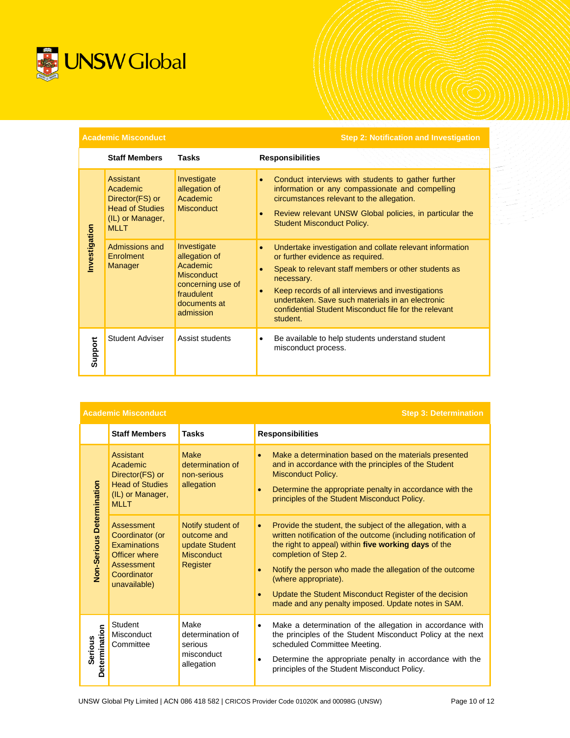| Academic Misconduct | | | Step 2: Notification and Investigation |
|---|---|---|---|
| | **Staff Members** | **Tasks** | **Responsibilities** |
| **Investigation** | Assistant Academic Director(FS) or Head of Studies (IL) or Manager, MLLT | Investigate allegation of Academic Misconduct | • Conduct interviews with students to gather further information or any compassionate and compelling circumstances relevant to the allegation.<br>• Review relevant UNSW Global policies, in particular the Student Misconduct Policy. |
| | Admissions and Enrolment Manager | Investigate allegation of Academic Misconduct concerning use of fraudulent documents at admission | • Undertake investigation and collate relevant information or further evidence as required.<br>• Speak to relevant staff members or other students as necessary.<br>• Keep records of all interviews and investigations undertaken. Save such materials in an electronic confidential Student Misconduct file for the relevant student. |
| **Support** | Student Adviser | Assist students | • Be available to help students understand student misconduct process. |

| Academic Misconduct | | | Step 3: Determination |
|---|---|---|---|
| | **Staff Members** | **Tasks** | **Responsibilities** |
| **Non-Serious Determination** | Assistant Academic Director(FS) or Head of Studies (IL) or Manager, MLLT | Make determination of non-serious allegation | • Make a determination based on the materials presented and in accordance with the principles of the Student Misconduct Policy.<br>• Determine the appropriate penalty in accordance with the principles of the Student Misconduct Policy. |
| | Assessment Coordinator (or Examinations Officer where Assessment Coordinator unavailable) | Notify student of outcome and update Student Misconduct Register | • Provide the student, the subject of the allegation, with a written notification of the outcome (including notification of the right to appeal) within **five working days** of the completion of Step 2.<br>• Notify the person who made the allegation of the outcome (where appropriate).<br>• Update the Student Misconduct Register of the decision made and any penalty imposed. Update notes in SAM. |
| **Serious Determination** | Student Misconduct Committee | Make determination of serious misconduct allegation | • Make a determination of the allegation in accordance with the principles of the Student Misconduct Policy at the next scheduled Committee Meeting.<br>• Determine the appropriate penalty in accordance with the principles of the Student Misconduct Policy. |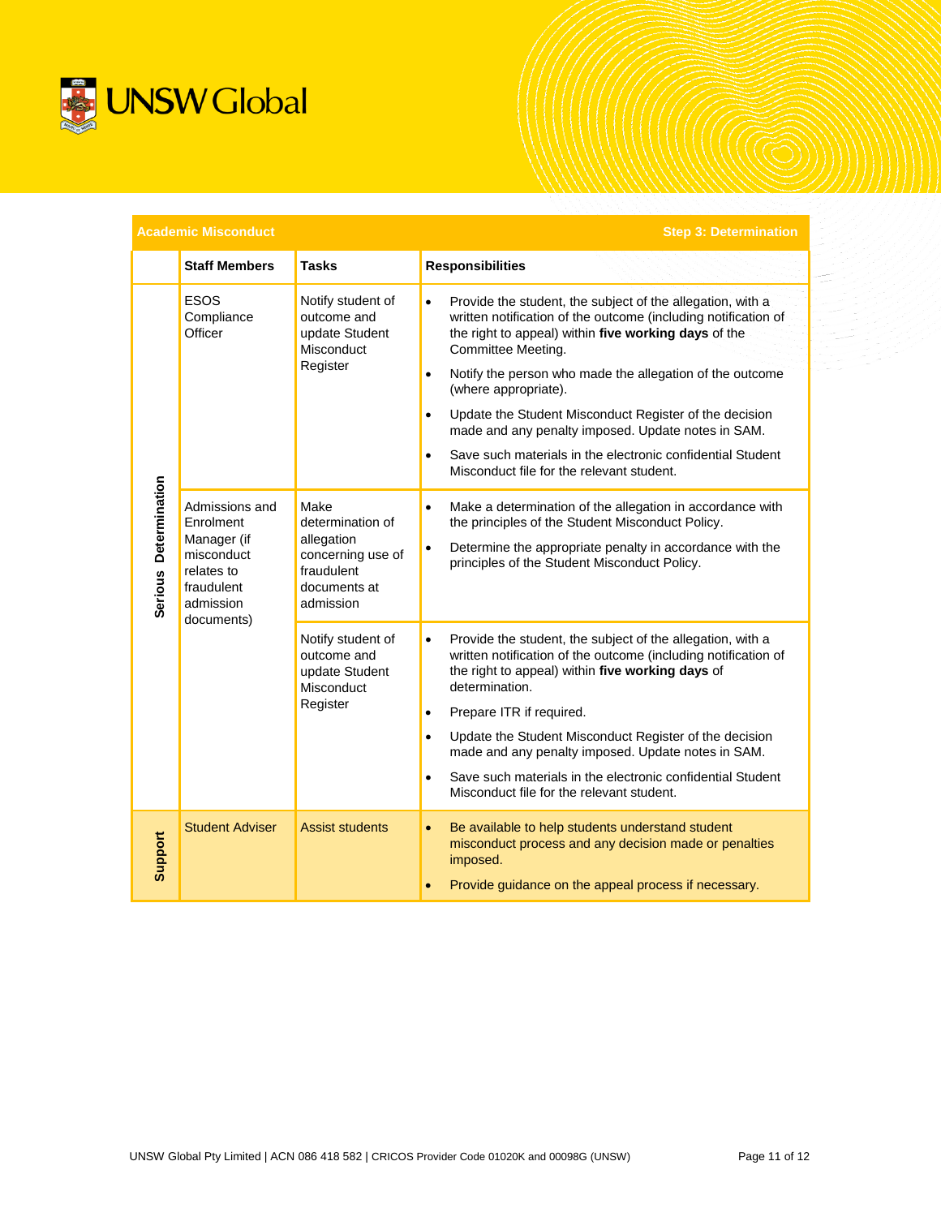| Academic Misconduct | | | Step 3: Determination |
|---|---|---|---|
| | **Staff Members** | **Tasks** | **Responsibilities** |
| **Serious Determination** | ESOS Compliance Officer | Notify student of outcome and update Student Misconduct Register | • Provide the student, the subject of the allegation, with a written notification of the outcome (including notification of the right to appeal) within **five working days** of the Committee Meeting.<br>• Notify the person who made the allegation of the outcome (where appropriate).<br>• Update the Student Misconduct Register of the decision made and any penalty imposed. Update notes in SAM.<br>• Save such materials in the electronic confidential Student Misconduct file for the relevant student. |
| | Admissions and Enrolment Manager (if misconduct relates to fraudulent admission documents) | Make determination of allegation concerning use of fraudulent documents at admission | • Make a determination of the allegation in accordance with the principles of the Student Misconduct Policy.<br>• Determine the appropriate penalty in accordance with the principles of the Student Misconduct Policy. |
| | | Notify student of outcome and update Student Misconduct Register | • Provide the student, the subject of the allegation, with a written notification of the outcome (including notification of the right to appeal) within **five working days** of determination.<br>• Prepare ITR if required.<br>• Update the Student Misconduct Register of the decision made and any penalty imposed. Update notes in SAM.<br>• Save such materials in the electronic confidential Student Misconduct file for the relevant student. |
| **Support** | Student Adviser | Assist students | • Be available to help students understand student misconduct process and any decision made or penalties imposed.<br>• Provide guidance on the appeal process if necessary. |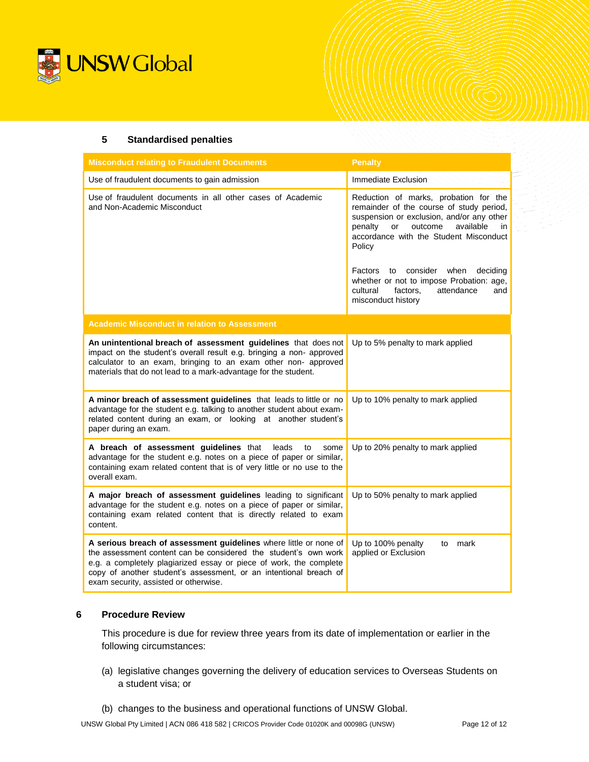## 5 Standardised penalties

| Misconduct relating to Fraudulent Documents | Penalty |
| --- | --- |
| Use of fraudulent documents to gain admission | Immediate Exclusion |
| Use of fraudulent documents in all other cases of Academic and Non-Academic Misconduct | Reduction of marks, probation for the remainder of the course of study period, suspension or exclusion, and/or any other penalty or outcome available in accordance with the Student Misconduct Policy<br><br>Factors to consider when deciding whether or not to impose Probation: age, cultural factors, attendance and misconduct history |
| **Academic Misconduct in relation to Assessment** | |
| **An unintentional breach of assessment guidelines** that does not impact on the student's overall result e.g. bringing a non- approved calculator to an exam, bringing to an exam other non- approved materials that do not lead to a mark-advantage for the student. | Up to 5% penalty to mark applied |
| **A minor breach of assessment guidelines** that leads to little or no advantage for the student e.g. talking to another student about exam-related content during an exam, or looking at another student's paper during an exam. | Up to 10% penalty to mark applied |
| **A breach of assessment guidelines** that leads to some advantage for the student e.g. notes on a piece of paper or similar, containing exam related content that is of very little or no use to the overall exam. | Up to 20% penalty to mark applied |
| **A major breach of assessment guidelines** leading to significant advantage for the student e.g. notes on a piece of paper or similar, containing exam related content that is directly related to exam content. | Up to 50% penalty to mark applied |
| **A serious breach of assessment guidelines** where little or none of the assessment content can be considered the student's own work e.g. a completely plagiarized essay or piece of work, the complete copy of another student's assessment, or an intentional breach of exam security, assisted or otherwise. | Up to 100% penalty to mark applied or Exclusion |

## 6 Procedure Review

This procedure is due for review three years from its date of implementation or earlier in the following circumstances:

(a) legislative changes governing the delivery of education services to Overseas Students on a student visa; or

(b) changes to the business and operational functions of UNSW Global.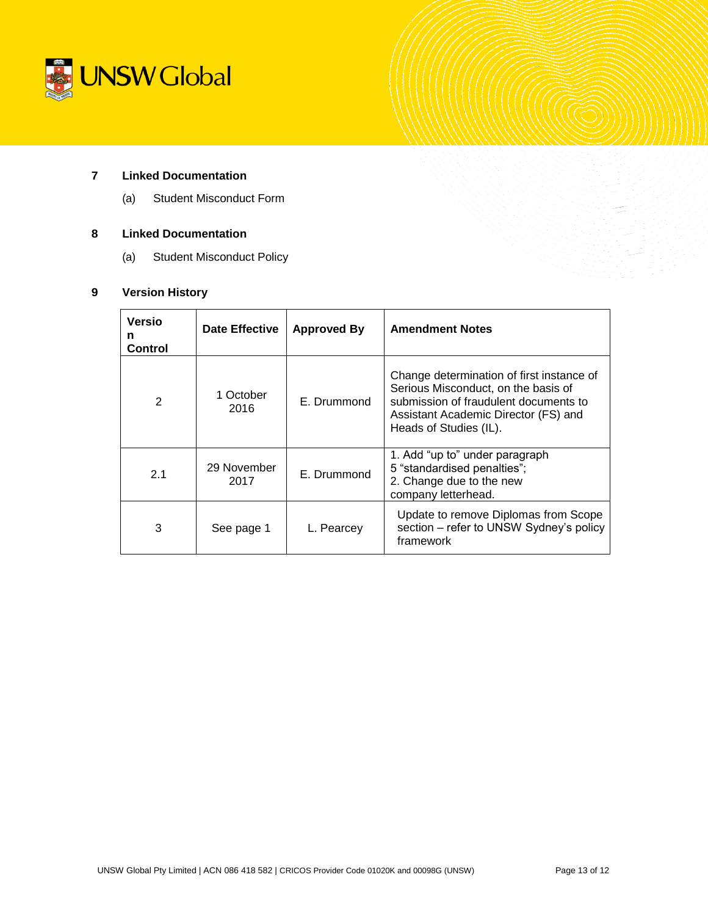## 7 Linked Documentation

(a) Student Misconduct Form

## 8 Linked Documentation

(a) Student Misconduct Policy

## 9 Version History

| Version Control | Date Effective | Approved By | Amendment Notes |
|---|---|---|---|
| 2 | 1 October 2016 | E. Drummond | Change determination of first instance of Serious Misconduct, on the basis of submission of fraudulent documents to Assistant Academic Director (FS) and Heads of Studies (IL). |
| 2.1 | 29 November 2017 | E. Drummond | 1. Add "up to" under paragraph 5 "standardised penalties"; 2. Change due to the new company letterhead. |
| 3 | See page 1 | L. Pearcey | Update to remove Diplomas from Scope section – refer to UNSW Sydney's policy framework |